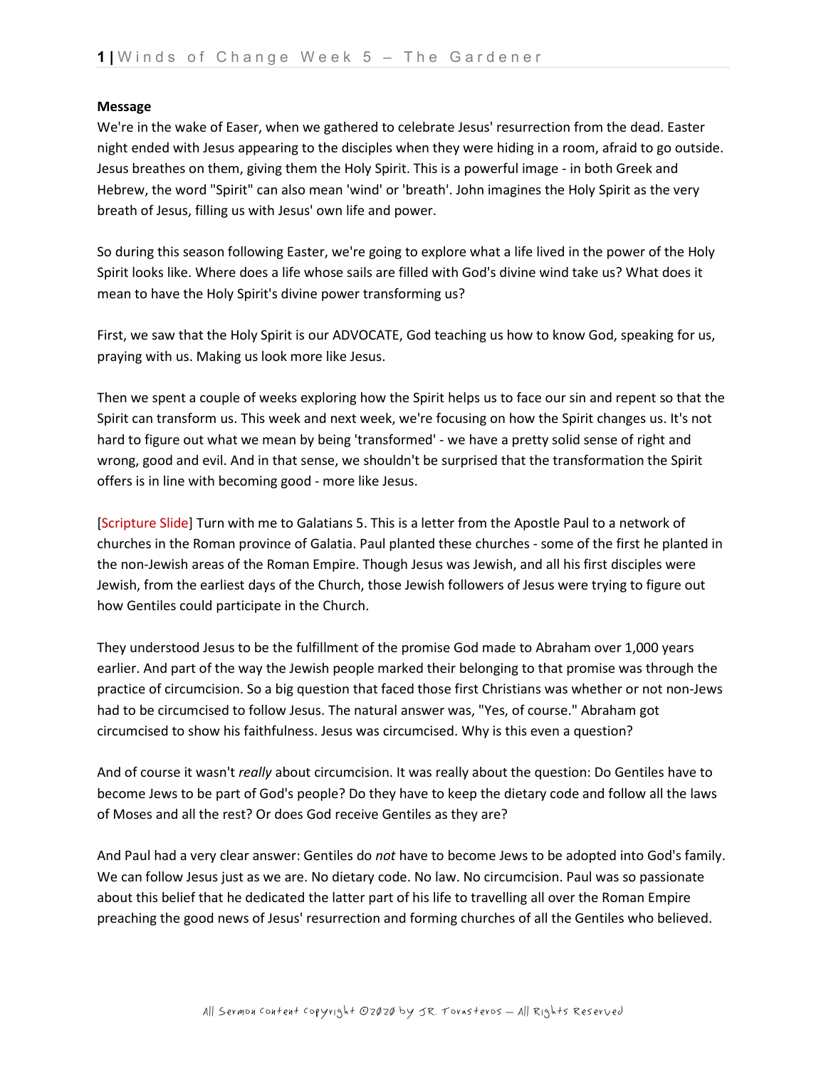**Message**

We're in the wake of Easer, when we gathered to celebrate Jesus' resurrection from the dead. Easter night ended with Jesus appearing to the disciples when they were hiding in a room, afraid to go outside. Jesus breathes on them, giving them the Holy Spirit. This is a powerful image - in both Greek and Hebrew, the word "Spirit" can also mean 'wind' or 'breath'. John imagines the Holy Spirit as the very breath of Jesus, filling us with Jesus' own life and power.

So during this season following Easter, we're going to explore what a life lived in the power of the Holy Spirit looks like. Where does a life whose sails are filled with God's divine wind take us? What does it mean to have the Holy Spirit's divine power transforming us?

First, we saw that the Holy Spirit is our ADVOCATE, God teaching us how to know God, speaking for us, praying with us. Making us look more like Jesus.

Then we spent a couple of weeks exploring how the Spirit helps us to face our sin and repent so that the Spirit can transform us. This week and next week, we're focusing on how the Spirit changes us. It's not hard to figure out what we mean by being 'transformed' - we have a pretty solid sense of right and wrong, good and evil. And in that sense, we shouldn't be surprised that the transformation the Spirit offers is in line with becoming good - more like Jesus.

[Scripture Slide] Turn with me to Galatians 5. This is a letter from the Apostle Paul to a network of churches in the Roman province of Galatia. Paul planted these churches - some of the first he planted in the non-Jewish areas of the Roman Empire. Though Jesus was Jewish, and all his first disciples were Jewish, from the earliest days of the Church, those Jewish followers of Jesus were trying to figure out how Gentiles could participate in the Church.

They understood Jesus to be the fulfillment of the promise God made to Abraham over 1,000 years earlier. And part of the way the Jewish people marked their belonging to that promise was through the practice of circumcision. So a big question that faced those first Christians was whether or not non-Jews had to be circumcised to follow Jesus. The natural answer was, "Yes, of course." Abraham got circumcised to show his faithfulness. Jesus was circumcised. Why is this even a question?

And of course it wasn't *really* about circumcision. It was really about the question: Do Gentiles have to become Jews to be part of God's people? Do they have to keep the dietary code and follow all the laws of Moses and all the rest? Or does God receive Gentiles as they are?

And Paul had a very clear answer: Gentiles do *not* have to become Jews to be adopted into God's family. We can follow Jesus just as we are. No dietary code. No law. No circumcision. Paul was so passionate about this belief that he dedicated the latter part of his life to travelling all over the Roman Empire preaching the good news of Jesus' resurrection and forming churches of all the Gentiles who believed.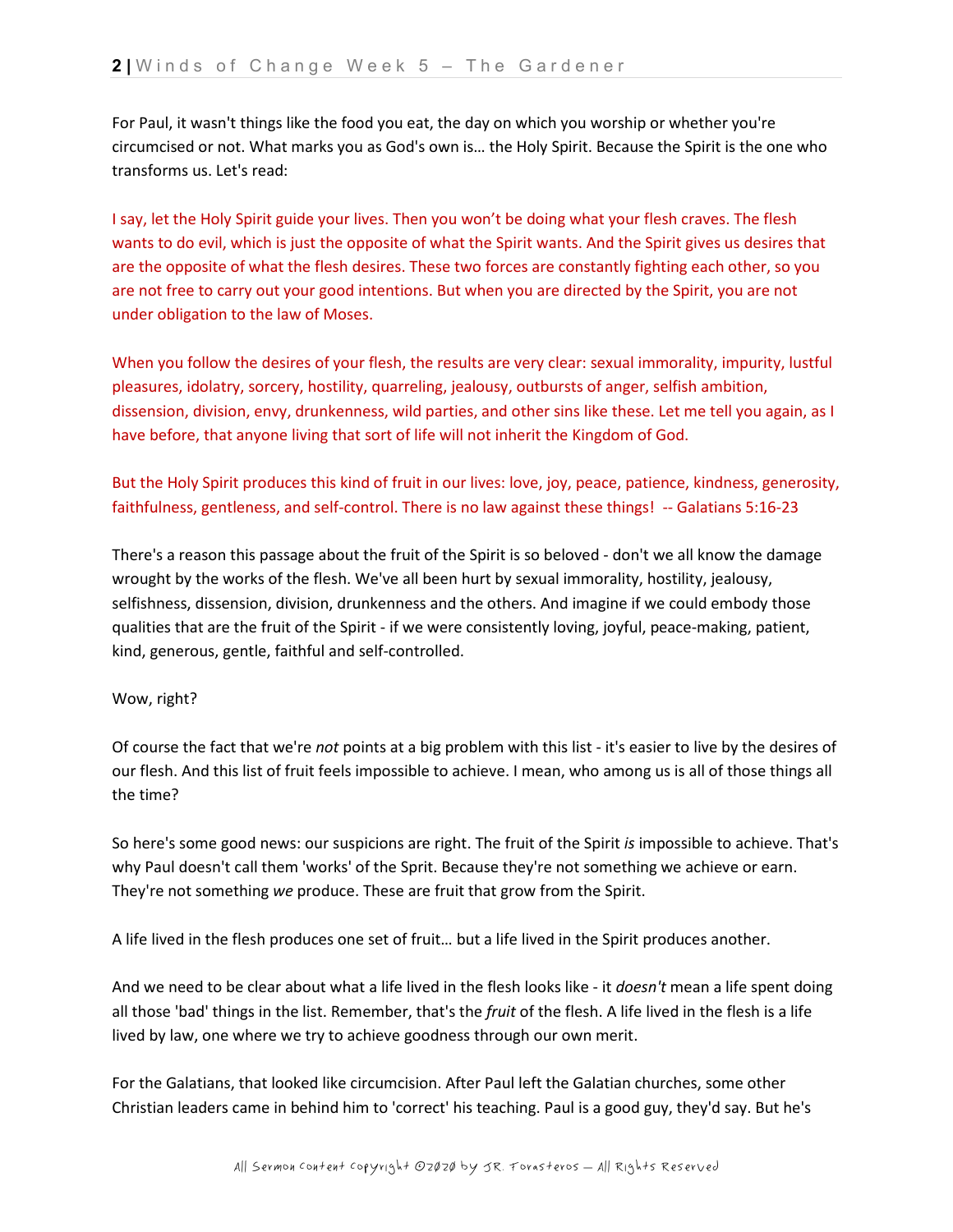For Paul, it wasn't things like the food you eat, the day on which you worship or whether you're circumcised or not. What marks you as God's own is… the Holy Spirit. Because the Spirit is the one who transforms us. Let's read:

I say, let the Holy Spirit guide your lives. Then you won't be doing what your flesh craves. The flesh wants to do evil, which is just the opposite of what the Spirit wants. And the Spirit gives us desires that are the opposite of what the flesh desires. These two forces are constantly fighting each other, so you are not free to carry out your good intentions. But when you are directed by the Spirit, you are not under obligation to the law of Moses.

When you follow the desires of your flesh, the results are very clear: sexual immorality, impurity, lustful pleasures, idolatry, sorcery, hostility, quarreling, jealousy, outbursts of anger, selfish ambition, dissension, division, envy, drunkenness, wild parties, and other sins like these. Let me tell you again, as I have before, that anyone living that sort of life will not inherit the Kingdom of God.

But the Holy Spirit produces this kind of fruit in our lives: love, joy, peace, patience, kindness, generosity, faithfulness, gentleness, and self-control. There is no law against these things! -- Galatians 5:16-23

There's a reason this passage about the fruit of the Spirit is so beloved - don't we all know the damage wrought by the works of the flesh. We've all been hurt by sexual immorality, hostility, jealousy, selfishness, dissension, division, drunkenness and the others. And imagine if we could embody those qualities that are the fruit of the Spirit - if we were consistently loving, joyful, peace-making, patient, kind, generous, gentle, faithful and self-controlled.

Wow, right?

Of course the fact that we're *not* points at a big problem with this list - it's easier to live by the desires of our flesh. And this list of fruit feels impossible to achieve. I mean, who among us is all of those things all the time?

So here's some good news: our suspicions are right. The fruit of the Spirit *is* impossible to achieve. That's why Paul doesn't call them 'works' of the Sprit. Because they're not something we achieve or earn. They're not something *we* produce. These are fruit that grow from the Spirit.

A life lived in the flesh produces one set of fruit… but a life lived in the Spirit produces another.

And we need to be clear about what a life lived in the flesh looks like - it *doesn't* mean a life spent doing all those 'bad' things in the list. Remember, that's the *fruit* of the flesh. A life lived in the flesh is a life lived by law, one where we try to achieve goodness through our own merit.

For the Galatians, that looked like circumcision. After Paul left the Galatian churches, some other Christian leaders came in behind him to 'correct' his teaching. Paul is a good guy, they'd say. But he's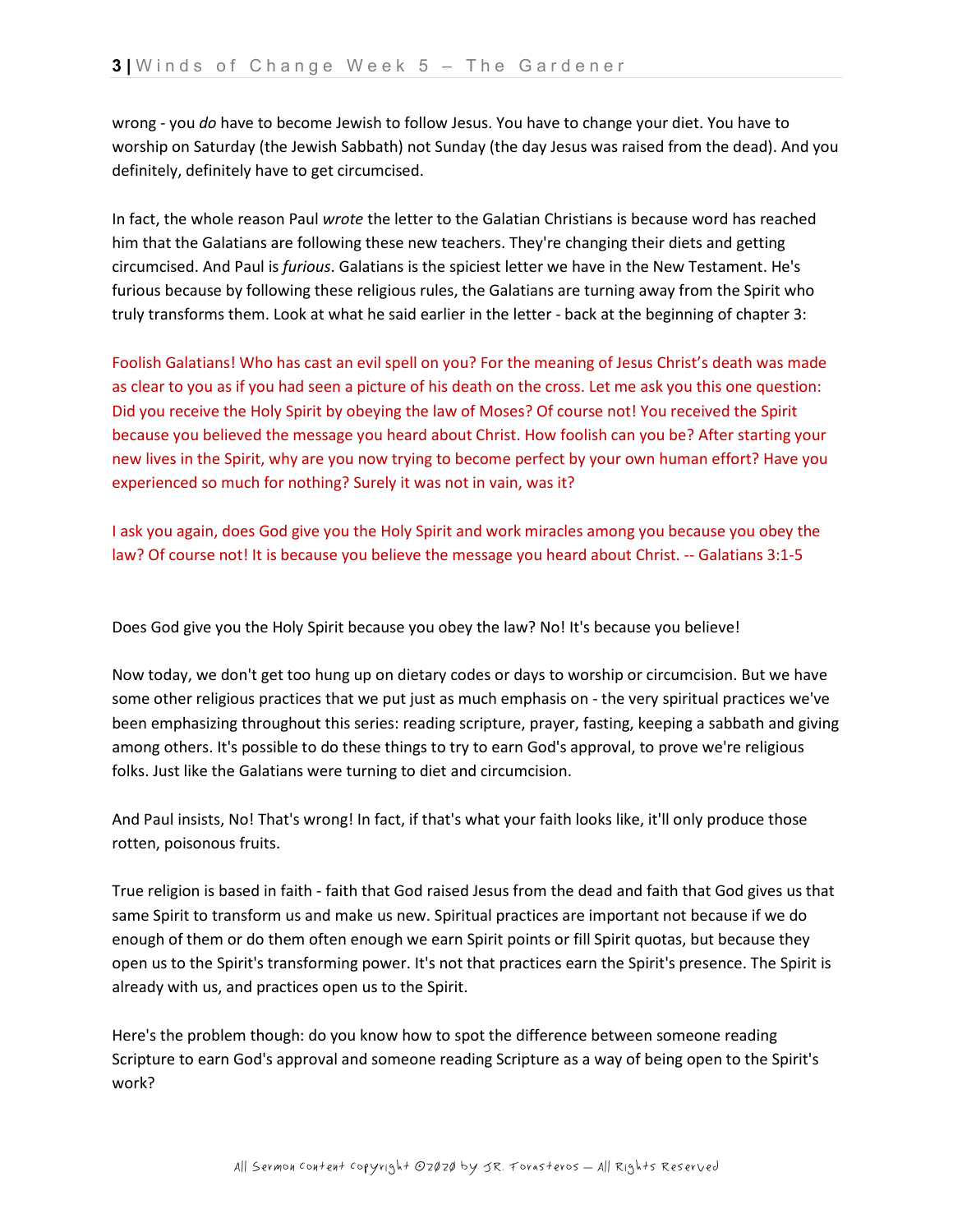wrong - you *do* have to become Jewish to follow Jesus. You have to change your diet. You have to worship on Saturday (the Jewish Sabbath) not Sunday (the day Jesus was raised from the dead). And you definitely, definitely have to get circumcised.

In fact, the whole reason Paul *wrote* the letter to the Galatian Christians is because word has reached him that the Galatians are following these new teachers. They're changing their diets and getting circumcised. And Paul is *furious*. Galatians is the spiciest letter we have in the New Testament. He's furious because by following these religious rules, the Galatians are turning away from the Spirit who truly transforms them. Look at what he said earlier in the letter - back at the beginning of chapter 3:

Foolish Galatians! Who has cast an evil spell on you? For the meaning of Jesus Christ's death was made as clear to you as if you had seen a picture of his death on the cross. Let me ask you this one question: Did you receive the Holy Spirit by obeying the law of Moses? Of course not! You received the Spirit because you believed the message you heard about Christ. How foolish can you be? After starting your new lives in the Spirit, why are you now trying to become perfect by your own human effort? Have you experienced so much for nothing? Surely it was not in vain, was it?

I ask you again, does God give you the Holy Spirit and work miracles among you because you obey the law? Of course not! It is because you believe the message you heard about Christ. -- Galatians 3:1-5

Does God give you the Holy Spirit because you obey the law? No! It's because you believe!

Now today, we don't get too hung up on dietary codes or days to worship or circumcision. But we have some other religious practices that we put just as much emphasis on - the very spiritual practices we've been emphasizing throughout this series: reading scripture, prayer, fasting, keeping a sabbath and giving among others. It's possible to do these things to try to earn God's approval, to prove we're religious folks. Just like the Galatians were turning to diet and circumcision.

And Paul insists, No! That's wrong! In fact, if that's what your faith looks like, it'll only produce those rotten, poisonous fruits.

True religion is based in faith - faith that God raised Jesus from the dead and faith that God gives us that same Spirit to transform us and make us new. Spiritual practices are important not because if we do enough of them or do them often enough we earn Spirit points or fill Spirit quotas, but because they open us to the Spirit's transforming power. It's not that practices earn the Spirit's presence. The Spirit is already with us, and practices open us to the Spirit.

Here's the problem though: do you know how to spot the difference between someone reading Scripture to earn God's approval and someone reading Scripture as a way of being open to the Spirit's work?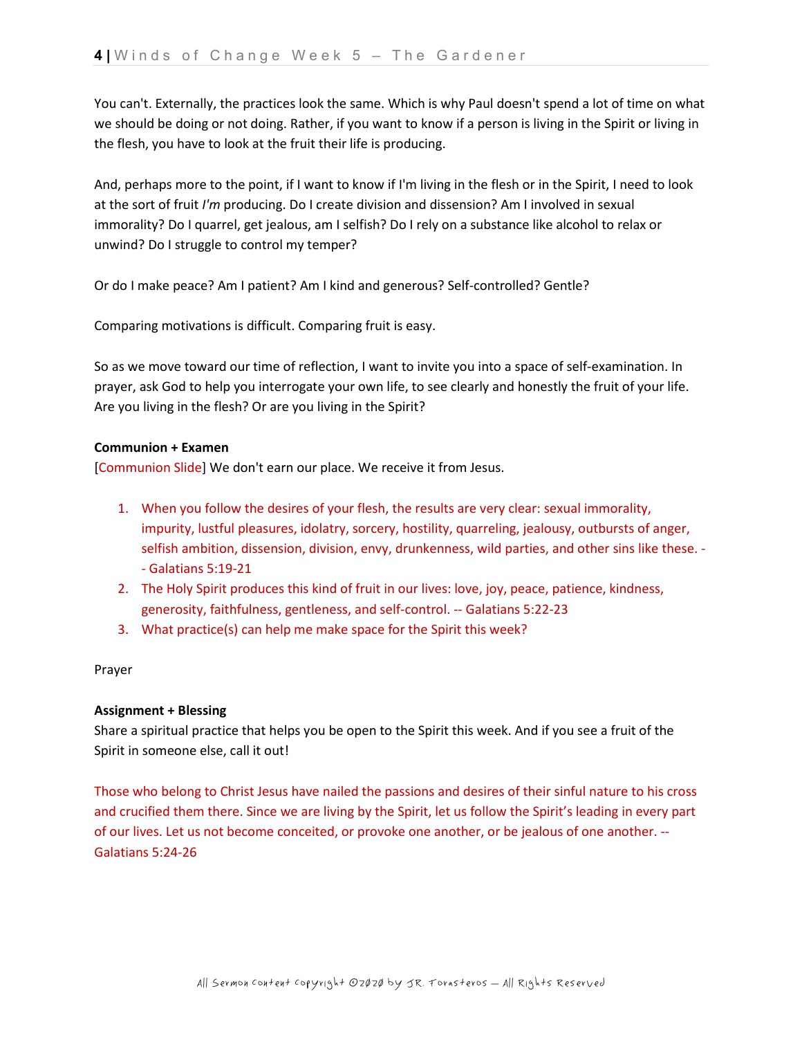You can't. Externally, the practices look the same. Which is why Paul doesn't spend a lot of time on what we should be doing or not doing. Rather, if you want to know if a person is living in the Spirit or living in the flesh, you have to look at the fruit their life is producing.

And, perhaps more to the point, if I want to know if I'm living in the flesh or in the Spirit, I need to look at the sort of fruit *I'm* producing. Do I create division and dissension? Am I involved in sexual immorality? Do I quarrel, get jealous, am I selfish? Do I rely on a substance like alcohol to relax or unwind? Do I struggle to control my temper?

Or do I make peace? Am I patient? Am I kind and generous? Self-controlled? Gentle?

Comparing motivations is difficult. Comparing fruit is easy.

So as we move toward our time of reflection, I want to invite you into a space of self-examination. In prayer, ask God to help you interrogate your own life, to see clearly and honestly the fruit of your life. Are you living in the flesh? Or are you living in the Spirit?

**Communion + Examen**

[Communion Slide] We don't earn our place. We receive it from Jesus.

1. When you follow the desires of your flesh, the results are very clear: sexual immorality, impurity, lustful pleasures, idolatry, sorcery, hostility, quarreling, jealousy, outbursts of anger, selfish ambition, dissension, division, envy, drunkenness, wild parties, and other sins like these. -- Galatians 5:19-21
2. The Holy Spirit produces this kind of fruit in our lives: love, joy, peace, patience, kindness, generosity, faithfulness, gentleness, and self-control. -- Galatians 5:22-23
3. What practice(s) can help me make space for the Spirit this week?

Prayer

**Assignment + Blessing**

Share a spiritual practice that helps you be open to the Spirit this week. And if you see a fruit of the Spirit in someone else, call it out!

Those who belong to Christ Jesus have nailed the passions and desires of their sinful nature to his cross and crucified them there. Since we are living by the Spirit, let us follow the Spirit's leading in every part of our lives. Let us not become conceited, or provoke one another, or be jealous of one another. -- Galatians 5:24-26

All Sermon Content Copyright ©2020 by JR. Forasteros – All Rights Reserved